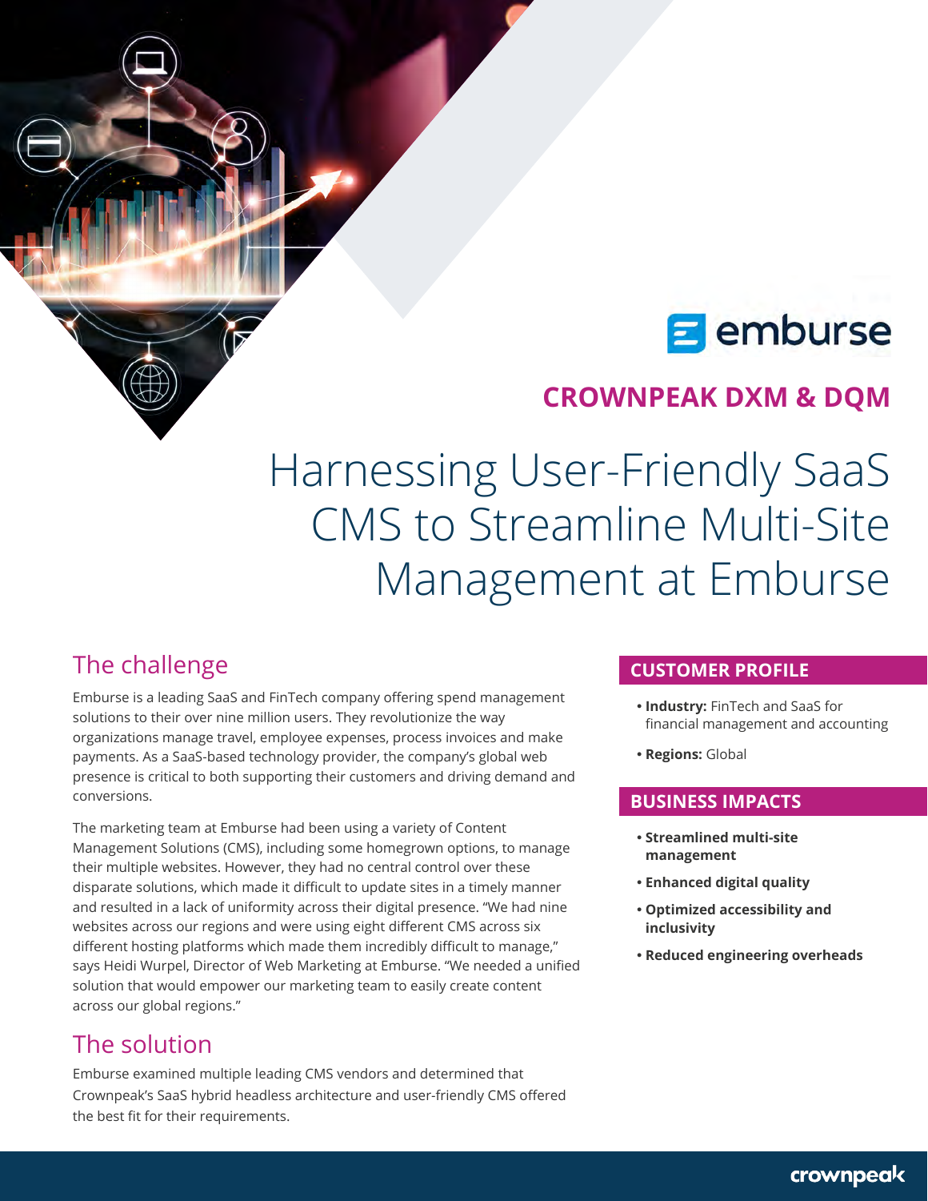CROWNPEAK DXM & DQM

# Harnessing User-Friendly SaaS CMS to Streamline Multi-Site Management at Emburse

## The challenge

Emburse is a leading SaaS and FinTech company offering spend management solutions to their over nine million users. They revolutionize the way organizations manage travel, employee expenses, process invoices and make payments. As a SaaS-based technology provider, the company's global web presence is critical to both supporting their customers and driving demand and conversions.

The marketing team at Emburse had been using a variety of Content Management Solutions (CMS), including some homegrown options, to manage their multiple websites. However, they had no central control over these disparate solutions, which made it difficult to update sites in a timely manner and resulted in a lack of uniformity across their digital presence. "We had nine websites across our regions and were using eight different CMS across six different hosting platforms which made them incredibly difficult to manage," says Heidi Wurpel, Director of Web Marketing at Emburse. "We needed a unified solution that would empower our marketing team to easily create content across our global regions."

## The solution

Emburse examined multiple leading CMS vendors and determined that Crownpeak's SaaS hybrid headless architecture and user-friendly CMS offered the best fit for their requirements.

### CUSTOMER PROFILE

- **Industry:** FinTech and SaaS for financial management and accounting
- **Regions:** Global

### BUSINESS IMPACTS

- **Streamlined multi-site management**
- **Enhanced digital quality**
- **Optimized accessibility and inclusivity**
- **Reduced engineering overheads**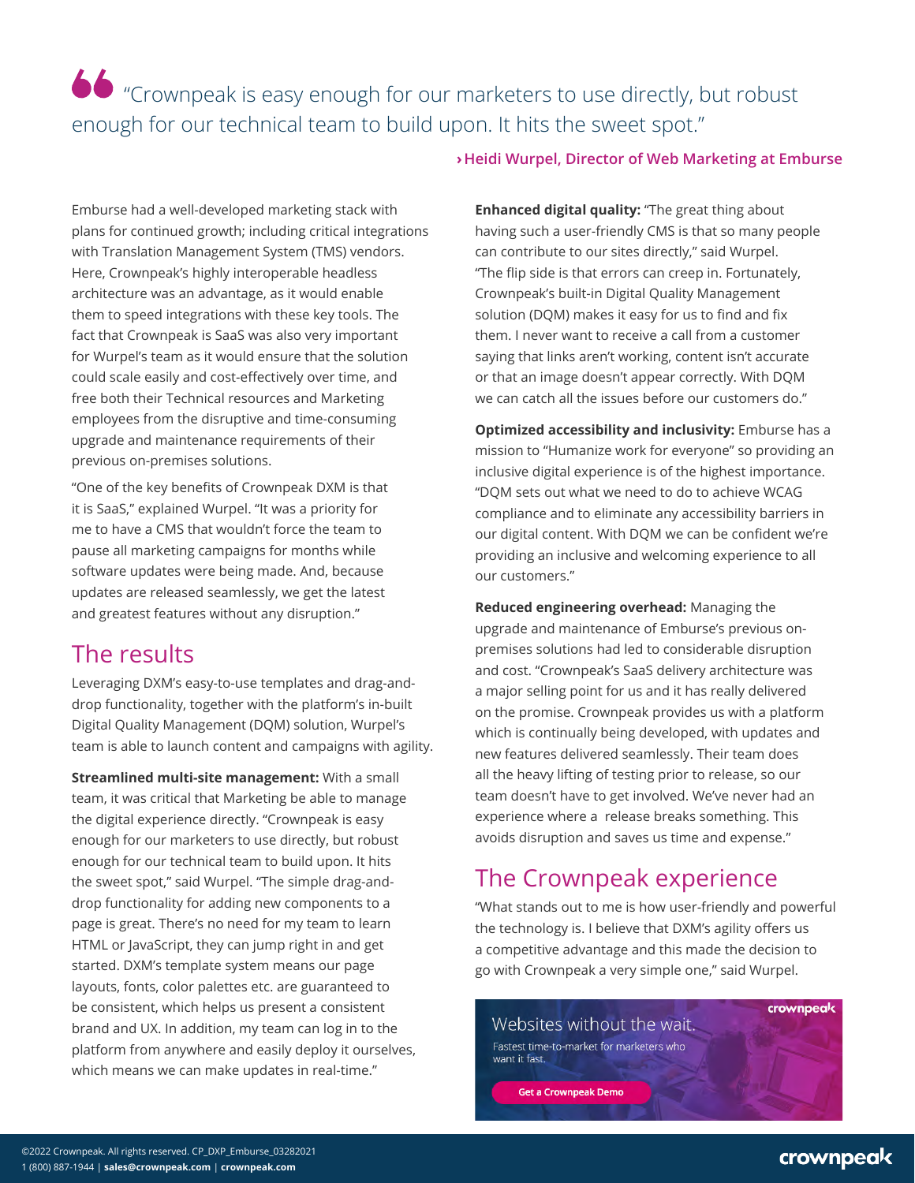> "Crownpeak is easy enough for our marketers to use directly, but robust enough for our technical team to build upon. It hits the sweet spot."
>
> **›Heidi Wurpel, Director of Web Marketing at Emburse**

Emburse had a well-developed marketing stack with plans for continued growth; including critical integrations with Translation Management System (TMS) vendors. Here, Crownpeak's highly interoperable headless architecture was an advantage, as it would enable them to speed integrations with these key tools. The fact that Crownpeak is SaaS was also very important for Wurpel's team as it would ensure that the solution could scale easily and cost-effectively over time, and free both their Technical resources and Marketing employees from the disruptive and time-consuming upgrade and maintenance requirements of their previous on-premises solutions.

"One of the key benefits of Crownpeak DXM is that it is SaaS," explained Wurpel. "It was a priority for me to have a CMS that wouldn't force the team to pause all marketing campaigns for months while software updates were being made. And, because updates are released seamlessly, we get the latest and greatest features without any disruption."

## The results

Leveraging DXM's easy-to-use templates and drag-and-drop functionality, together with the platform's in-built Digital Quality Management (DQM) solution, Wurpel's team is able to launch content and campaigns with agility.

**Streamlined multi-site management:** With a small team, it was critical that Marketing be able to manage the digital experience directly. "Crownpeak is easy enough for our marketers to use directly, but robust enough for our technical team to build upon. It hits the sweet spot," said Wurpel. "The simple drag-and-drop functionality for adding new components to a page is great. There's no need for my team to learn HTML or JavaScript, they can jump right in and get started. DXM's template system means our page layouts, fonts, color palettes etc. are guaranteed to be consistent, which helps us present a consistent brand and UX. In addition, my team can log in to the platform from anywhere and easily deploy it ourselves, which means we can make updates in real-time."

**Enhanced digital quality:** "The great thing about having such a user-friendly CMS is that so many people can contribute to our sites directly," said Wurpel. "The flip side is that errors can creep in. Fortunately, Crownpeak's built-in Digital Quality Management solution (DQM) makes it easy for us to find and fix them. I never want to receive a call from a customer saying that links aren't working, content isn't accurate or that an image doesn't appear correctly. With DQM we can catch all the issues before our customers do."

**Optimized accessibility and inclusivity:** Emburse has a mission to "Humanize work for everyone" so providing an inclusive digital experience is of the highest importance. "DQM sets out what we need to do to achieve WCAG compliance and to eliminate any accessibility barriers in our digital content. With DQM we can be confident we're providing an inclusive and welcoming experience to all our customers."

**Reduced engineering overhead:** Managing the upgrade and maintenance of Emburse's previous on-premises solutions had led to considerable disruption and cost. "Crownpeak's SaaS delivery architecture was a major selling point for us and it has really delivered on the promise. Crownpeak provides us with a platform which is continually being developed, with updates and new features delivered seamlessly. Their team does all the heavy lifting of testing prior to release, so our team doesn't have to get involved. We've never had an experience where a release breaks something. This avoids disruption and saves us time and expense."

## The Crownpeak experience

"What stands out to me is how user-friendly and powerful the technology is. I believe that DXM's agility offers us a competitive advantage and this made the decision to go with Crownpeak a very simple one," said Wurpel.

crownpeak

Websites without the wait.

Fastest time-to-market for marketers who want it fast.

Get a Crownpeak Demo

©2022 Crownpeak. All rights reserved. CP_DXP_Emburse_03282021
1 (800) 887-1944 | **sales@crownpeak.com** | **crownpeak.com**

crownpeak